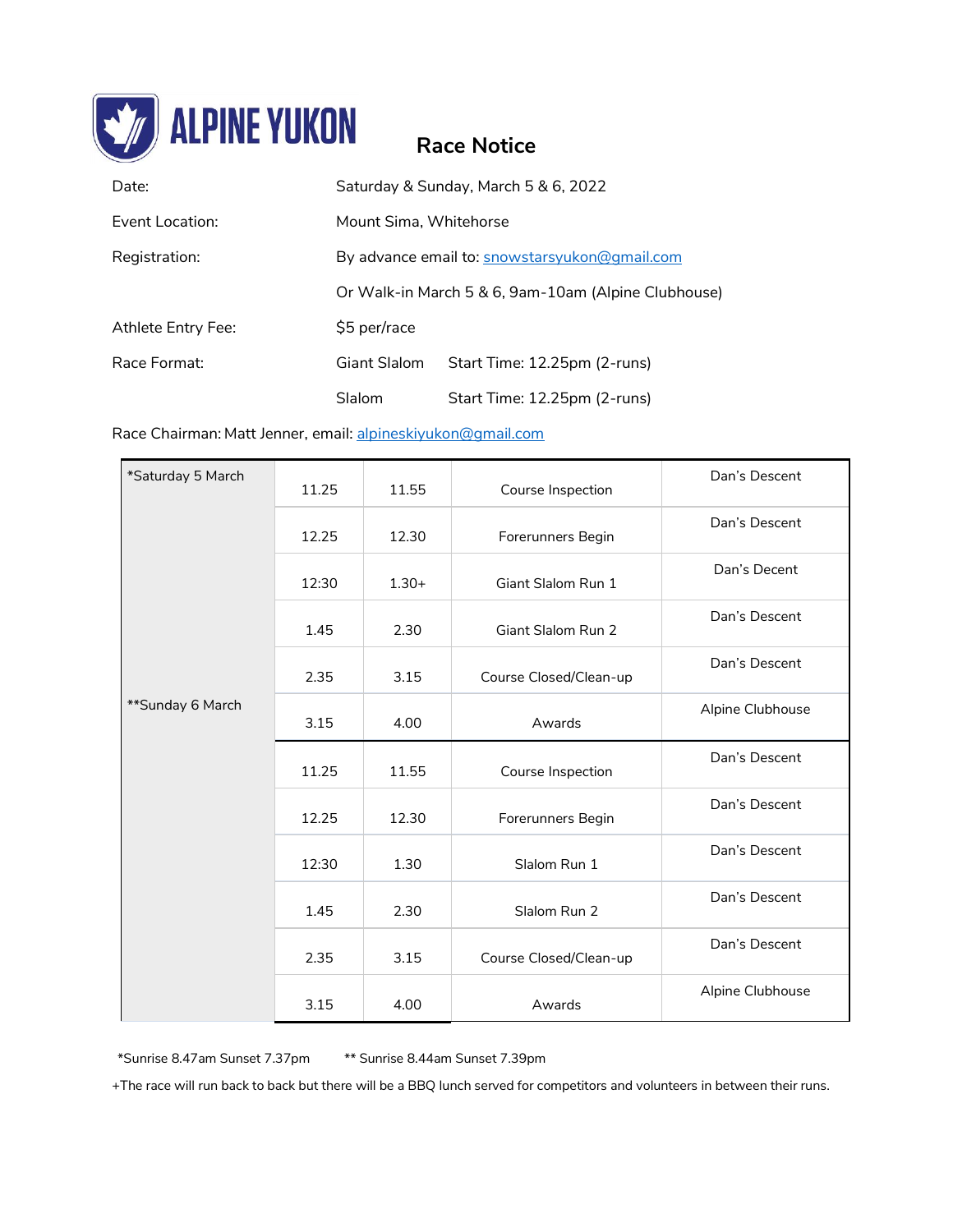ALPINE YUKON

# Race Notice

| | |
|---|---|
| Date: | Saturday & Sunday, March 5 & 6, 2022 |
| Event Location: | Mount Sima, Whitehorse |
| Registration: | By advance email to: snowstarsyukon@gmail.com |
| | Or Walk-in March 5 & 6, 9am-10am (Alpine Clubhouse) |
| Athlete Entry Fee: | $5 per/race |
| Race Format: | Giant Slalom Start Time: 12.25pm (2-runs) |
| | Slalom Start Time: 12.25pm (2-runs) |

Race Chairman: Matt Jenner, email: alpineskiyukon@gmail.com

| Day | Start | End | Activity | Location |
|---|---|---|---|---|
| *Saturday 5 March | 11.25 | 11.55 | Course Inspection | Dan's Descent |
| | 12.25 | 12.30 | Forerunners Begin | Dan's Descent |
| | 12:30 | 1.30+ | Giant Slalom Run 1 | Dan's Decent |
| | 1.45 | 2.30 | Giant Slalom Run 2 | Dan's Descent |
| | 2.35 | 3.15 | Course Closed/Clean-up | Dan's Descent |
| | 3.15 | 4.00 | Awards | Alpine Clubhouse |
| **Sunday 6 March | 11.25 | 11.55 | Course Inspection | Dan's Descent |
| | 12.25 | 12.30 | Forerunners Begin | Dan's Descent |
| | 12:30 | 1.30 | Slalom Run 1 | Dan's Descent |
| | 1.45 | 2.30 | Slalom Run 2 | Dan's Descent |
| | 2.35 | 3.15 | Course Closed/Clean-up | Dan's Descent |
| | 3.15 | 4.00 | Awards | Alpine Clubhouse |

*Sunrise 8.47am Sunset 7.37pm ** Sunrise 8.44am Sunset 7.39pm

+The race will run back to back but there will be a BBQ lunch served for competitors and volunteers in between their runs.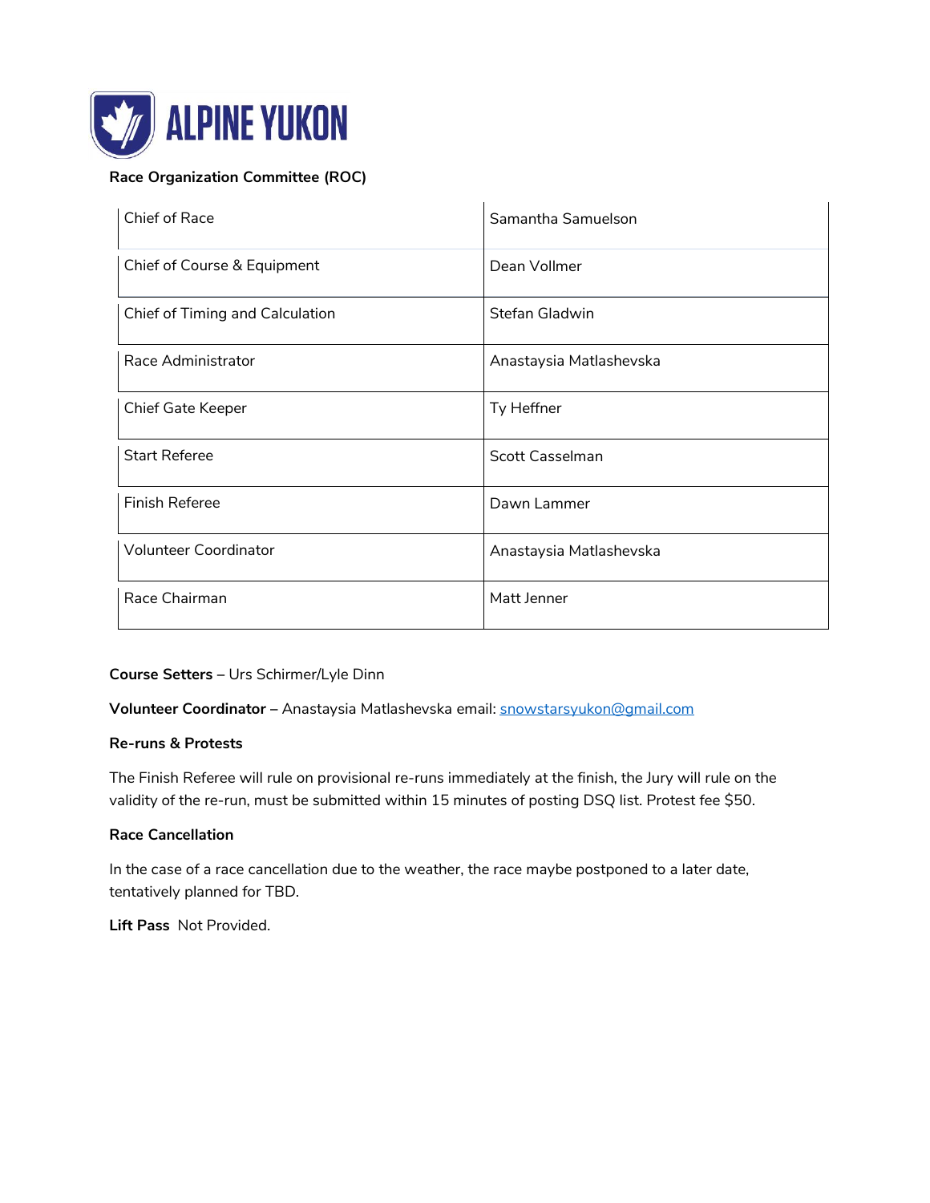**ALPINE YUKON**

**Race Organization Committee (ROC)**

| | |
|---|---|
| Chief of Race | Samantha Samuelson |
| Chief of Course & Equipment | Dean Vollmer |
| Chief of Timing and Calculation | Stefan Gladwin |
| Race Administrator | Anastaysia Matlashevska |
| Chief Gate Keeper | Ty Heffner |
| Start Referee | Scott Casselman |
| Finish Referee | Dawn Lammer |
| Volunteer Coordinator | Anastaysia Matlashevska |
| Race Chairman | Matt Jenner |

**Course Setters** – Urs Schirmer/Lyle Dinn

**Volunteer Coordinator** – Anastaysia Matlashevska email: snowstarsyukon@gmail.com

**Re-runs & Protests**

The Finish Referee will rule on provisional re-runs immediately at the finish, the Jury will rule on the validity of the re-run, must be submitted within 15 minutes of posting DSQ list. Protest fee $50.

**Race Cancellation**

In the case of a race cancellation due to the weather, the race maybe postponed to a later date, tentatively planned for TBD.

**Lift Pass** Not Provided.